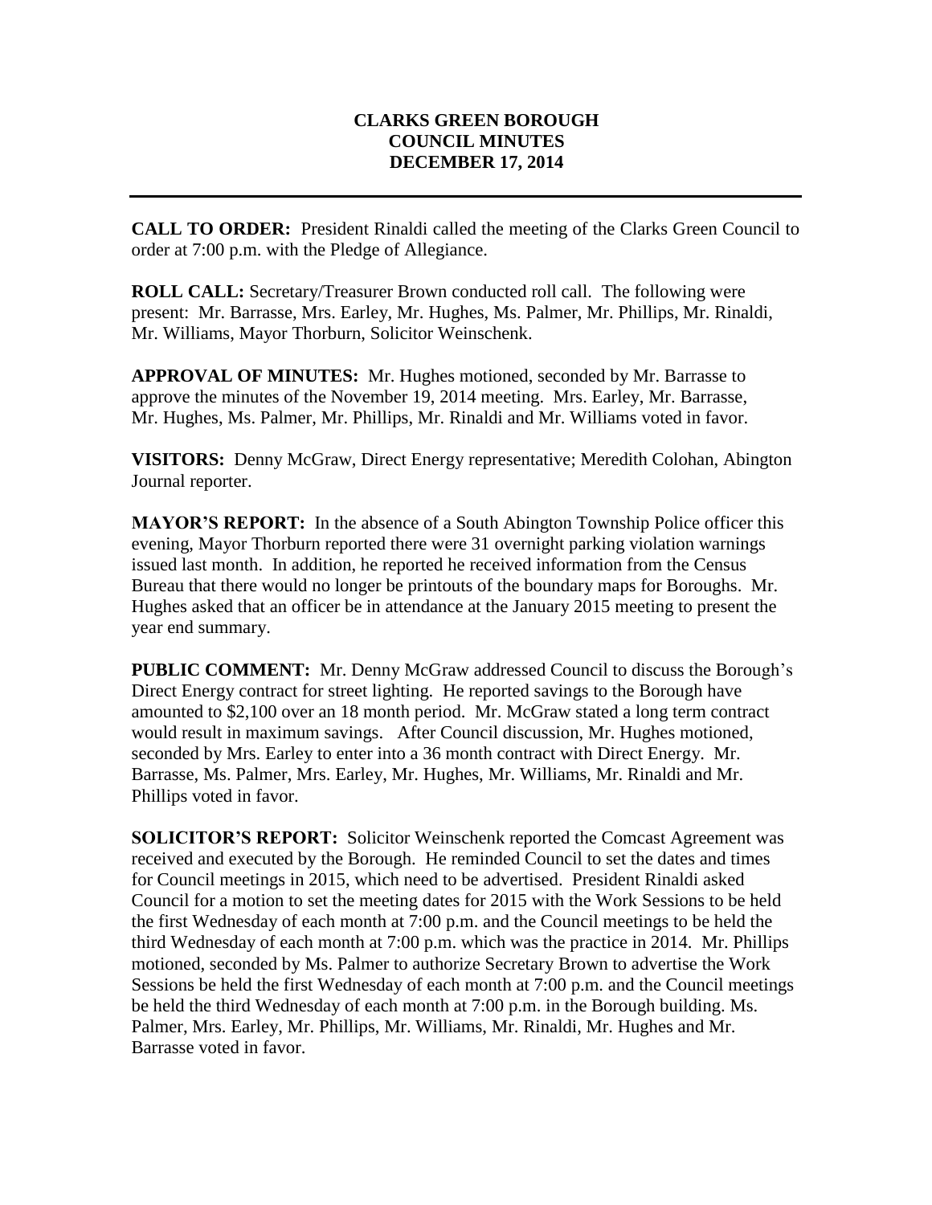# CLARKS GREEN BOROUGH
## COUNCIL MINUTES
## DECEMBER 17, 2014

---

**CALL TO ORDER:** President Rinaldi called the meeting of the Clarks Green Council to order at 7:00 p.m. with the Pledge of Allegiance.

**ROLL CALL:** Secretary/Treasurer Brown conducted roll call. The following were present: Mr. Barrasse, Mrs. Earley, Mr. Hughes, Ms. Palmer, Mr. Phillips, Mr. Rinaldi, Mr. Williams, Mayor Thorburn, Solicitor Weinschenk.

**APPROVAL OF MINUTES:** Mr. Hughes motioned, seconded by Mr. Barrasse to approve the minutes of the November 19, 2014 meeting. Mrs. Earley, Mr. Barrasse, Mr. Hughes, Ms. Palmer, Mr. Phillips, Mr. Rinaldi and Mr. Williams voted in favor.

**VISITORS:** Denny McGraw, Direct Energy representative; Meredith Colohan, Abington Journal reporter.

**MAYOR'S REPORT:** In the absence of a South Abington Township Police officer this evening, Mayor Thorburn reported there were 31 overnight parking violation warnings issued last month. In addition, he reported he received information from the Census Bureau that there would no longer be printouts of the boundary maps for Boroughs. Mr. Hughes asked that an officer be in attendance at the January 2015 meeting to present the year end summary.

**PUBLIC COMMENT:** Mr. Denny McGraw addressed Council to discuss the Borough's Direct Energy contract for street lighting. He reported savings to the Borough have amounted to $2,100 over an 18 month period. Mr. McGraw stated a long term contract would result in maximum savings. After Council discussion, Mr. Hughes motioned, seconded by Mrs. Earley to enter into a 36 month contract with Direct Energy. Mr. Barrasse, Ms. Palmer, Mrs. Earley, Mr. Hughes, Mr. Williams, Mr. Rinaldi and Mr. Phillips voted in favor.

**SOLICITOR'S REPORT:** Solicitor Weinschenk reported the Comcast Agreement was received and executed by the Borough. He reminded Council to set the dates and times for Council meetings in 2015, which need to be advertised. President Rinaldi asked Council for a motion to set the meeting dates for 2015 with the Work Sessions to be held the first Wednesday of each month at 7:00 p.m. and the Council meetings to be held the third Wednesday of each month at 7:00 p.m. which was the practice in 2014. Mr. Phillips motioned, seconded by Ms. Palmer to authorize Secretary Brown to advertise the Work Sessions be held the first Wednesday of each month at 7:00 p.m. and the Council meetings be held the third Wednesday of each month at 7:00 p.m. in the Borough building. Ms. Palmer, Mrs. Earley, Mr. Phillips, Mr. Williams, Mr. Rinaldi, Mr. Hughes and Mr. Barrasse voted in favor.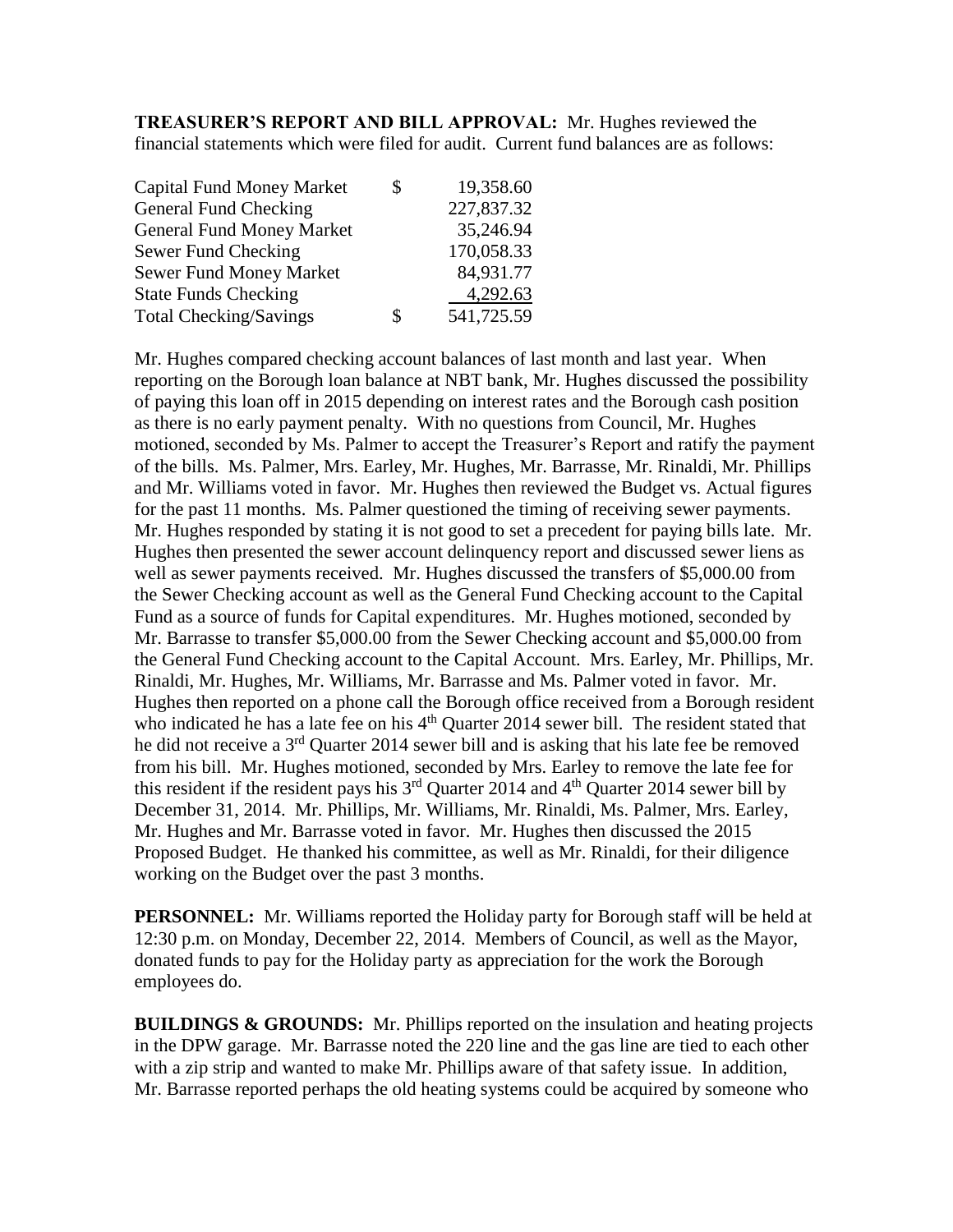**TREASURER'S REPORT AND BILL APPROVAL:** Mr. Hughes reviewed the financial statements which were filed for audit. Current fund balances are as follows:

| | | |
|---|---|---|
| Capital Fund Money Market | $ | 19,358.60 |
| General Fund Checking | | 227,837.32 |
| General Fund Money Market | | 35,246.94 |
| Sewer Fund Checking | | 170,058.33 |
| Sewer Fund Money Market | | 84,931.77 |
| State Funds Checking | | 4,292.63 |
| Total Checking/Savings | $ | 541,725.59 |

Mr. Hughes compared checking account balances of last month and last year. When reporting on the Borough loan balance at NBT bank, Mr. Hughes discussed the possibility of paying this loan off in 2015 depending on interest rates and the Borough cash position as there is no early payment penalty. With no questions from Council, Mr. Hughes motioned, seconded by Ms. Palmer to accept the Treasurer's Report and ratify the payment of the bills. Ms. Palmer, Mrs. Earley, Mr. Hughes, Mr. Barrasse, Mr. Rinaldi, Mr. Phillips and Mr. Williams voted in favor. Mr. Hughes then reviewed the Budget vs. Actual figures for the past 11 months. Ms. Palmer questioned the timing of receiving sewer payments. Mr. Hughes responded by stating it is not good to set a precedent for paying bills late. Mr. Hughes then presented the sewer account delinquency report and discussed sewer liens as well as sewer payments received. Mr. Hughes discussed the transfers of $5,000.00 from the Sewer Checking account as well as the General Fund Checking account to the Capital Fund as a source of funds for Capital expenditures. Mr. Hughes motioned, seconded by Mr. Barrasse to transfer $5,000.00 from the Sewer Checking account and $5,000.00 from the General Fund Checking account to the Capital Account. Mrs. Earley, Mr. Phillips, Mr. Rinaldi, Mr. Hughes, Mr. Williams, Mr. Barrasse and Ms. Palmer voted in favor. Mr. Hughes then reported on a phone call the Borough office received from a Borough resident who indicated he has a late fee on his 4th Quarter 2014 sewer bill. The resident stated that he did not receive a 3rd Quarter 2014 sewer bill and is asking that his late fee be removed from his bill. Mr. Hughes motioned, seconded by Mrs. Earley to remove the late fee for this resident if the resident pays his 3rd Quarter 2014 and 4th Quarter 2014 sewer bill by December 31, 2014. Mr. Phillips, Mr. Williams, Mr. Rinaldi, Ms. Palmer, Mrs. Earley, Mr. Hughes and Mr. Barrasse voted in favor. Mr. Hughes then discussed the 2015 Proposed Budget. He thanked his committee, as well as Mr. Rinaldi, for their diligence working on the Budget over the past 3 months.

**PERSONNEL:** Mr. Williams reported the Holiday party for Borough staff will be held at 12:30 p.m. on Monday, December 22, 2014. Members of Council, as well as the Mayor, donated funds to pay for the Holiday party as appreciation for the work the Borough employees do.

**BUILDINGS & GROUNDS:** Mr. Phillips reported on the insulation and heating projects in the DPW garage. Mr. Barrasse noted the 220 line and the gas line are tied to each other with a zip strip and wanted to make Mr. Phillips aware of that safety issue. In addition, Mr. Barrasse reported perhaps the old heating systems could be acquired by someone who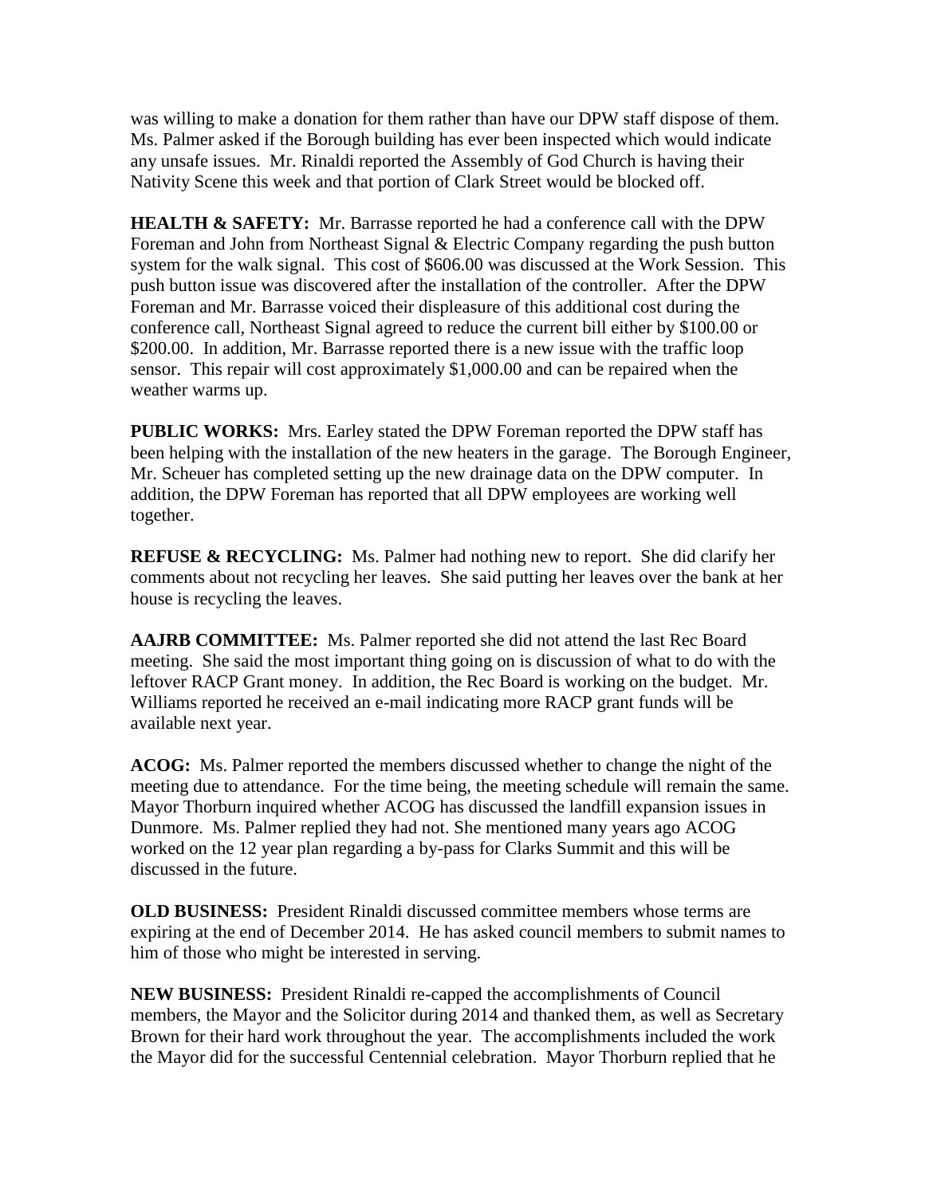was willing to make a donation for them rather than have our DPW staff dispose of them. Ms. Palmer asked if the Borough building has ever been inspected which would indicate any unsafe issues. Mr. Rinaldi reported the Assembly of God Church is having their Nativity Scene this week and that portion of Clark Street would be blocked off.

**HEALTH & SAFETY:** Mr. Barrasse reported he had a conference call with the DPW Foreman and John from Northeast Signal & Electric Company regarding the push button system for the walk signal. This cost of $606.00 was discussed at the Work Session. This push button issue was discovered after the installation of the controller. After the DPW Foreman and Mr. Barrasse voiced their displeasure of this additional cost during the conference call, Northeast Signal agreed to reduce the current bill either by $100.00 or $200.00. In addition, Mr. Barrasse reported there is a new issue with the traffic loop sensor. This repair will cost approximately $1,000.00 and can be repaired when the weather warms up.

**PUBLIC WORKS:** Mrs. Earley stated the DPW Foreman reported the DPW staff has been helping with the installation of the new heaters in the garage. The Borough Engineer, Mr. Scheuer has completed setting up the new drainage data on the DPW computer. In addition, the DPW Foreman has reported that all DPW employees are working well together.

**REFUSE & RECYCLING:** Ms. Palmer had nothing new to report. She did clarify her comments about not recycling her leaves. She said putting her leaves over the bank at her house is recycling the leaves.

**AAJRB COMMITTEE:** Ms. Palmer reported she did not attend the last Rec Board meeting. She said the most important thing going on is discussion of what to do with the leftover RACP Grant money. In addition, the Rec Board is working on the budget. Mr. Williams reported he received an e-mail indicating more RACP grant funds will be available next year.

**ACOG:** Ms. Palmer reported the members discussed whether to change the night of the meeting due to attendance. For the time being, the meeting schedule will remain the same. Mayor Thorburn inquired whether ACOG has discussed the landfill expansion issues in Dunmore. Ms. Palmer replied they had not. She mentioned many years ago ACOG worked on the 12 year plan regarding a by-pass for Clarks Summit and this will be discussed in the future.

**OLD BUSINESS:** President Rinaldi discussed committee members whose terms are expiring at the end of December 2014. He has asked council members to submit names to him of those who might be interested in serving.

**NEW BUSINESS:** President Rinaldi re-capped the accomplishments of Council members, the Mayor and the Solicitor during 2014 and thanked them, as well as Secretary Brown for their hard work throughout the year. The accomplishments included the work the Mayor did for the successful Centennial celebration. Mayor Thorburn replied that he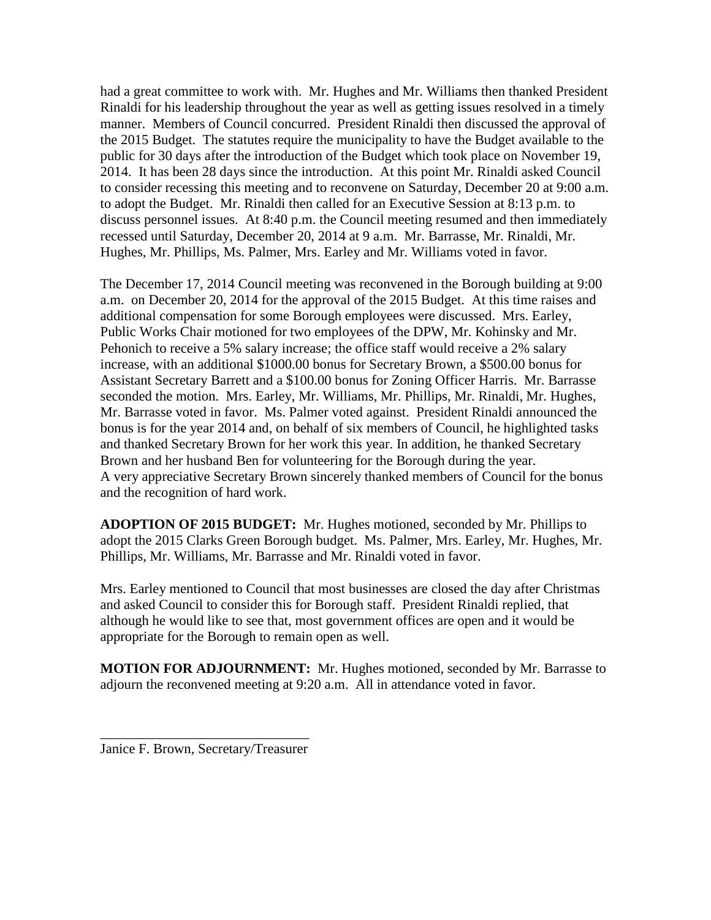had a great committee to work with. Mr. Hughes and Mr. Williams then thanked President Rinaldi for his leadership throughout the year as well as getting issues resolved in a timely manner. Members of Council concurred. President Rinaldi then discussed the approval of the 2015 Budget. The statutes require the municipality to have the Budget available to the public for 30 days after the introduction of the Budget which took place on November 19, 2014. It has been 28 days since the introduction. At this point Mr. Rinaldi asked Council to consider recessing this meeting and to reconvene on Saturday, December 20 at 9:00 a.m. to adopt the Budget. Mr. Rinaldi then called for an Executive Session at 8:13 p.m. to discuss personnel issues. At 8:40 p.m. the Council meeting resumed and then immediately recessed until Saturday, December 20, 2014 at 9 a.m. Mr. Barrasse, Mr. Rinaldi, Mr. Hughes, Mr. Phillips, Ms. Palmer, Mrs. Earley and Mr. Williams voted in favor.

The December 17, 2014 Council meeting was reconvened in the Borough building at 9:00 a.m. on December 20, 2014 for the approval of the 2015 Budget. At this time raises and additional compensation for some Borough employees were discussed. Mrs. Earley, Public Works Chair motioned for two employees of the DPW, Mr. Kohinsky and Mr. Pehonich to receive a 5% salary increase; the office staff would receive a 2% salary increase, with an additional $1000.00 bonus for Secretary Brown, a $500.00 bonus for Assistant Secretary Barrett and a $100.00 bonus for Zoning Officer Harris. Mr. Barrasse seconded the motion. Mrs. Earley, Mr. Williams, Mr. Phillips, Mr. Rinaldi, Mr. Hughes, Mr. Barrasse voted in favor. Ms. Palmer voted against. President Rinaldi announced the bonus is for the year 2014 and, on behalf of six members of Council, he highlighted tasks and thanked Secretary Brown for her work this year. In addition, he thanked Secretary Brown and her husband Ben for volunteering for the Borough during the year.
A very appreciative Secretary Brown sincerely thanked members of Council for the bonus and the recognition of hard work.

**ADOPTION OF 2015 BUDGET:** Mr. Hughes motioned, seconded by Mr. Phillips to adopt the 2015 Clarks Green Borough budget. Ms. Palmer, Mrs. Earley, Mr. Hughes, Mr. Phillips, Mr. Williams, Mr. Barrasse and Mr. Rinaldi voted in favor.

Mrs. Earley mentioned to Council that most businesses are closed the day after Christmas and asked Council to consider this for Borough staff. President Rinaldi replied, that although he would like to see that, most government offices are open and it would be appropriate for the Borough to remain open as well.

**MOTION FOR ADJOURNMENT:** Mr. Hughes motioned, seconded by Mr. Barrasse to adjourn the reconvened meeting at 9:20 a.m. All in attendance voted in favor.

______________________________
Janice F. Brown, Secretary/Treasurer